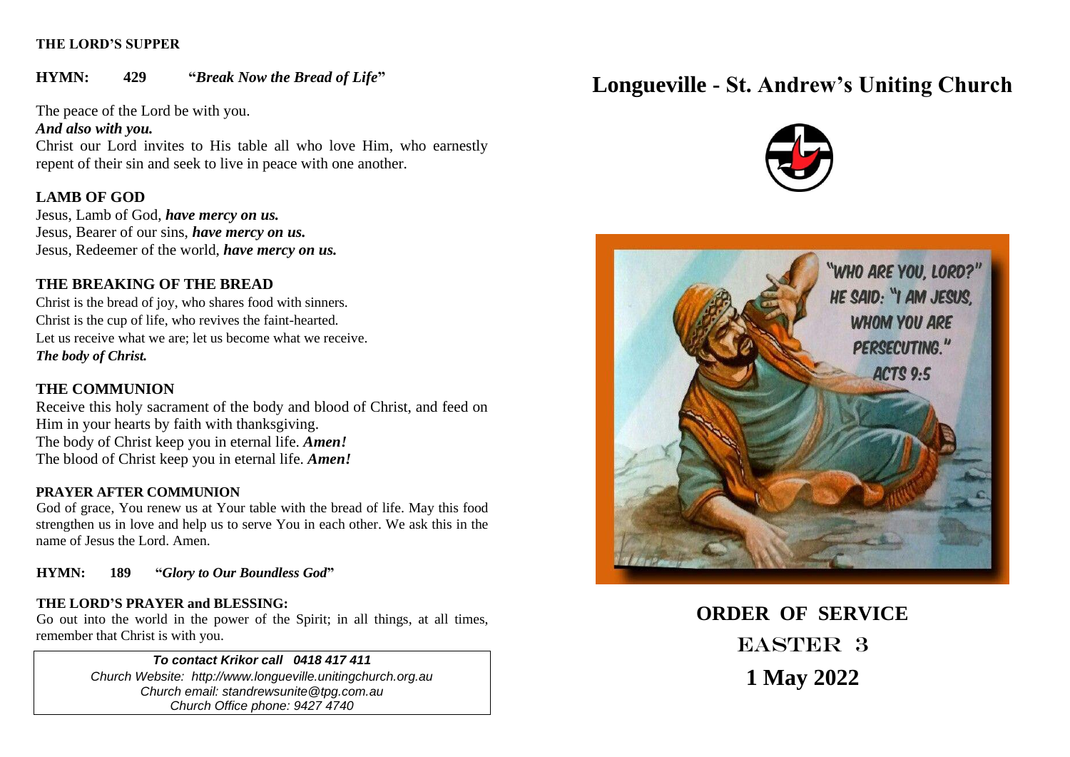**THE LORD'S SUPPER**

**HYMN: 429 "*Break Now the Bread of Life*"**

The peace of the Lord be with you.
***And also with you.***
Christ our Lord invites to His table all who love Him, who earnestly repent of their sin and seek to live in peace with one another.

## LAMB OF GOD

Jesus, Lamb of God, ***have mercy on us.***
Jesus, Bearer of our sins, ***have mercy on us.***
Jesus, Redeemer of the world, ***have mercy on us.***

## THE BREAKING OF THE BREAD

Christ is the bread of joy, who shares food with sinners.
Christ is the cup of life, who revives the faint-hearted.
Let us receive what we are; let us become what we receive.
***The body of Christ.***

## THE COMMUNION

Receive this holy sacrament of the body and blood of Christ, and feed on Him in your hearts by faith with thanksgiving.
The body of Christ keep you in eternal life. ***Amen!***
The blood of Christ keep you in eternal life. ***Amen!***

**PRAYER AFTER COMMUNION**

God of grace, You renew us at Your table with the bread of life. May this food strengthen us in love and help us to serve You in each other. We ask this in the name of Jesus the Lord. Amen.

**HYMN: 189 "*Glory to Our Boundless God*"**

**THE LORD'S PRAYER and BLESSING:**

Go out into the world in the power of the Spirit; in all things, at all times, remember that Christ is with you.

***To contact Krikor call 0418 417 411***
*Church Website: http://www.longueville.unitingchurch.org.au*
*Church email: standrewsunite@tpg.com.au*
*Church Office phone: 9427 4740*

# Longueville - St. Andrew's Uniting Church

"WHO ARE YOU, LORD?" HE SAID: "I AM JESUS, WHOM YOU ARE PERSECUTING." ACTS 9:5

## ORDER OF SERVICE

## EASTER 3

## 1 May 2022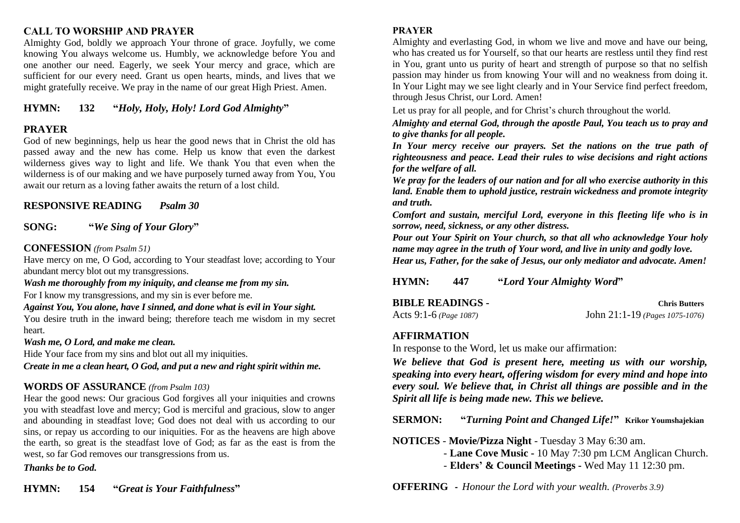## CALL TO WORSHIP AND PRAYER

Almighty God, boldly we approach Your throne of grace. Joyfully, we come knowing You always welcome us. Humbly, we acknowledge before You and one another our need. Eagerly, we seek Your mercy and grace, which are sufficient for our every need. Grant us open hearts, minds, and lives that we might gratefully receive. We pray in the name of our great High Priest. Amen.

## HYMN: 132 "*Holy, Holy, Holy! Lord God Almighty*"

## PRAYER

God of new beginnings, help us hear the good news that in Christ the old has passed away and the new has come. Help us know that even the darkest wilderness gives way to light and life. We thank You that even when the wilderness is of our making and we have purposely turned away from You, You await our return as a loving father awaits the return of a lost child.

## RESPONSIVE READING *Psalm 30*

## SONG: "*We Sing of Your Glory*"

## CONFESSION *(from Psalm 51)*

Have mercy on me, O God, according to Your steadfast love; according to Your abundant mercy blot out my transgressions.

***Wash me thoroughly from my iniquity, and cleanse me from my sin.***

For I know my transgressions, and my sin is ever before me.

***Against You, You alone, have I sinned, and done what is evil in Your sight.***

You desire truth in the inward being; therefore teach me wisdom in my secret heart.

***Wash me, O Lord, and make me clean.***

Hide Your face from my sins and blot out all my iniquities.

***Create in me a clean heart, O God, and put a new and right spirit within me.***

## WORDS OF ASSURANCE *(from Psalm 103)*

Hear the good news: Our gracious God forgives all your iniquities and crowns you with steadfast love and mercy; God is merciful and gracious, slow to anger and abounding in steadfast love; God does not deal with us according to our sins, or repay us according to our iniquities. For as the heavens are high above the earth, so great is the steadfast love of God; as far as the east is from the west, so far God removes our transgressions from us.

***Thanks be to God.***

## HYMN: 154 "*Great is Your Faithfulness*"

## PRAYER

Almighty and everlasting God, in whom we live and move and have our being, who has created us for Yourself, so that our hearts are restless until they find rest in You, grant unto us purity of heart and strength of purpose so that no selfish passion may hinder us from knowing Your will and no weakness from doing it. In Your Light may we see light clearly and in Your Service find perfect freedom, through Jesus Christ, our Lord. Amen!

Let us pray for all people, and for Christ's church throughout the world.

***Almighty and eternal God, through the apostle Paul, You teach us to pray and to give thanks for all people.***

***In Your mercy receive our prayers. Set the nations on the true path of righteousness and peace. Lead their rules to wise decisions and right actions for the welfare of all.***

***We pray for the leaders of our nation and for all who exercise authority in this land. Enable them to uphold justice, restrain wickedness and promote integrity and truth.***

***Comfort and sustain, merciful Lord, everyone in this fleeting life who is in sorrow, need, sickness, or any other distress.***

***Pour out Your Spirit on Your church, so that all who acknowledge Your holy name may agree in the truth of Your word, and live in unity and godly love.***

***Hear us, Father, for the sake of Jesus, our only mediator and advocate. Amen!***

## HYMN: 447 "*Lord Your Almighty Word*"

## BIBLE READINGS - **Chris Butters**

Acts 9:1-6 *(Page 1087)* John 21:1-19 *(Pages 1075-1076)*

## AFFIRMATION

In response to the Word, let us make our affirmation:

***We believe that God is present here, meeting us with our worship, speaking into every heart, offering wisdom for every mind and hope into every soul. We believe that, in Christ all things are possible and in the Spirit all life is being made new. This we believe.***

## SERMON: "*Turning Point and Changed Life!*" **Krikor Youmshajekian**

**NOTICES** - **Movie/Pizza Night** - Tuesday 3 May 6:30 am.
- **Lane Cove Music** - 10 May 7:30 pm LCM Anglican Church.
- **Elders' & Council Meetings** - Wed May 11 12:30 pm.

**OFFERING** - *Honour the Lord with your wealth. (Proverbs 3.9)*